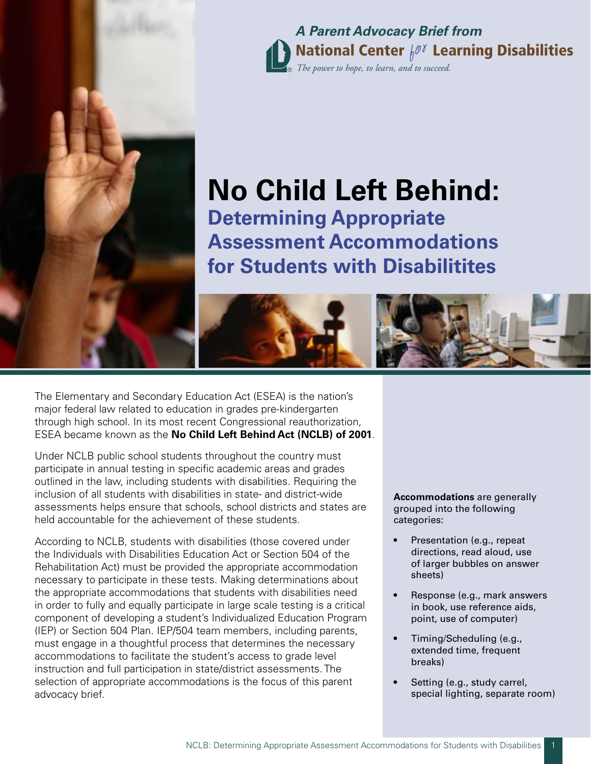*A Parent Advocacy Brief from*

**National Center for Learning Disabilities**

*The power to hope, to learn, and to succeed.*

# No Child Left Behind:

## Determining Appropriate Assessment Accommodations for Students with Disabilitites

The Elementary and Secondary Education Act (ESEA) is the nation's major federal law related to education in grades pre-kindergarten through high school. In its most recent Congressional reauthorization, ESEA became known as the **No Child Left Behind Act (NCLB) of 2001**.

Under NCLB public school students throughout the country must participate in annual testing in specific academic areas and grades outlined in the law, including students with disabilities. Requiring the inclusion of all students with disabilities in state- and district-wide assessments helps ensure that schools, school districts and states are held accountable for the achievement of these students.

According to NCLB, students with disabilities (those covered under the Individuals with Disabilities Education Act or Section 504 of the Rehabilitation Act) must be provided the appropriate accommodation necessary to participate in these tests. Making determinations about the appropriate accommodations that students with disabilities need in order to fully and equally participate in large scale testing is a critical component of developing a student's Individualized Education Program (IEP) or Section 504 Plan. IEP/504 team members, including parents, must engage in a thoughtful process that determines the necessary accommodations to facilitate the student's access to grade level instruction and full participation in state/district assessments. The selection of appropriate accommodations is the focus of this parent advocacy brief.

**Accommodations** are generally grouped into the following categories:

- Presentation (e.g., repeat directions, read aloud, use of larger bubbles on answer sheets)
- Response (e.g., mark answers in book, use reference aids, point, use of computer)
- Timing/Scheduling (e.g., extended time, frequent breaks)
- Setting (e.g., study carrel, special lighting, separate room)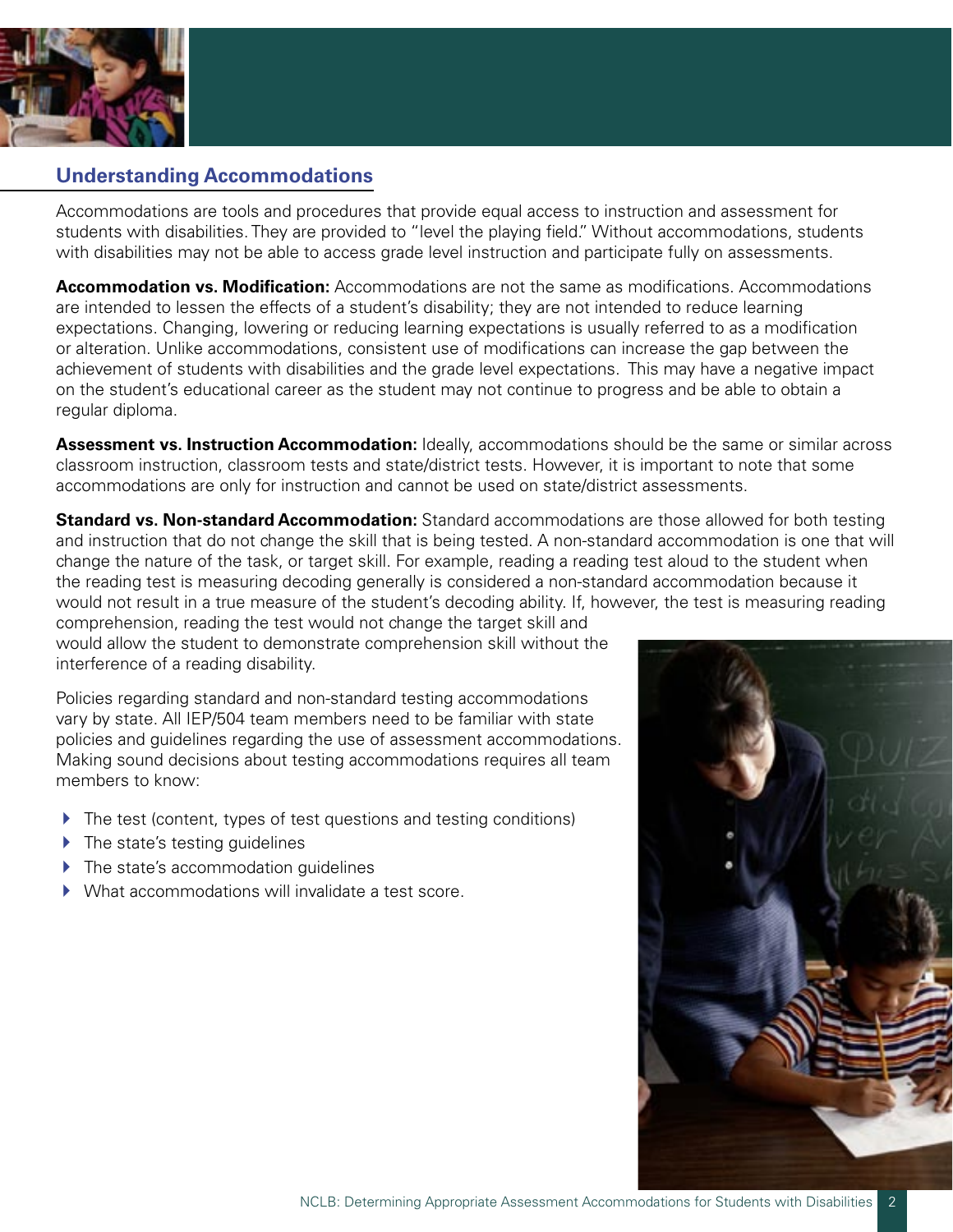## Understanding Accommodations

Accommodations are tools and procedures that provide equal access to instruction and assessment for students with disabilities. They are provided to "level the playing field." Without accommodations, students with disabilities may not be able to access grade level instruction and participate fully on assessments.

**Accommodation vs. Modification:** Accommodations are not the same as modifications. Accommodations are intended to lessen the effects of a student's disability; they are not intended to reduce learning expectations. Changing, lowering or reducing learning expectations is usually referred to as a modification or alteration. Unlike accommodations, consistent use of modifications can increase the gap between the achievement of students with disabilities and the grade level expectations. This may have a negative impact on the student's educational career as the student may not continue to progress and be able to obtain a regular diploma.

**Assessment vs. Instruction Accommodation:** Ideally, accommodations should be the same or similar across classroom instruction, classroom tests and state/district tests. However, it is important to note that some accommodations are only for instruction and cannot be used on state/district assessments.

**Standard vs. Non-standard Accommodation:** Standard accommodations are those allowed for both testing and instruction that do not change the skill that is being tested. A non-standard accommodation is one that will change the nature of the task, or target skill. For example, reading a reading test aloud to the student when the reading test is measuring decoding generally is considered a non-standard accommodation because it would not result in a true measure of the student's decoding ability. If, however, the test is measuring reading comprehension, reading the test would not change the target skill and would allow the student to demonstrate comprehension skill without the interference of a reading disability.

Policies regarding standard and non-standard testing accommodations vary by state. All IEP/504 team members need to be familiar with state policies and guidelines regarding the use of assessment accommodations. Making sound decisions about testing accommodations requires all team members to know:

- The test (content, types of test questions and testing conditions)
- The state's testing guidelines
- The state's accommodation guidelines
- What accommodations will invalidate a test score.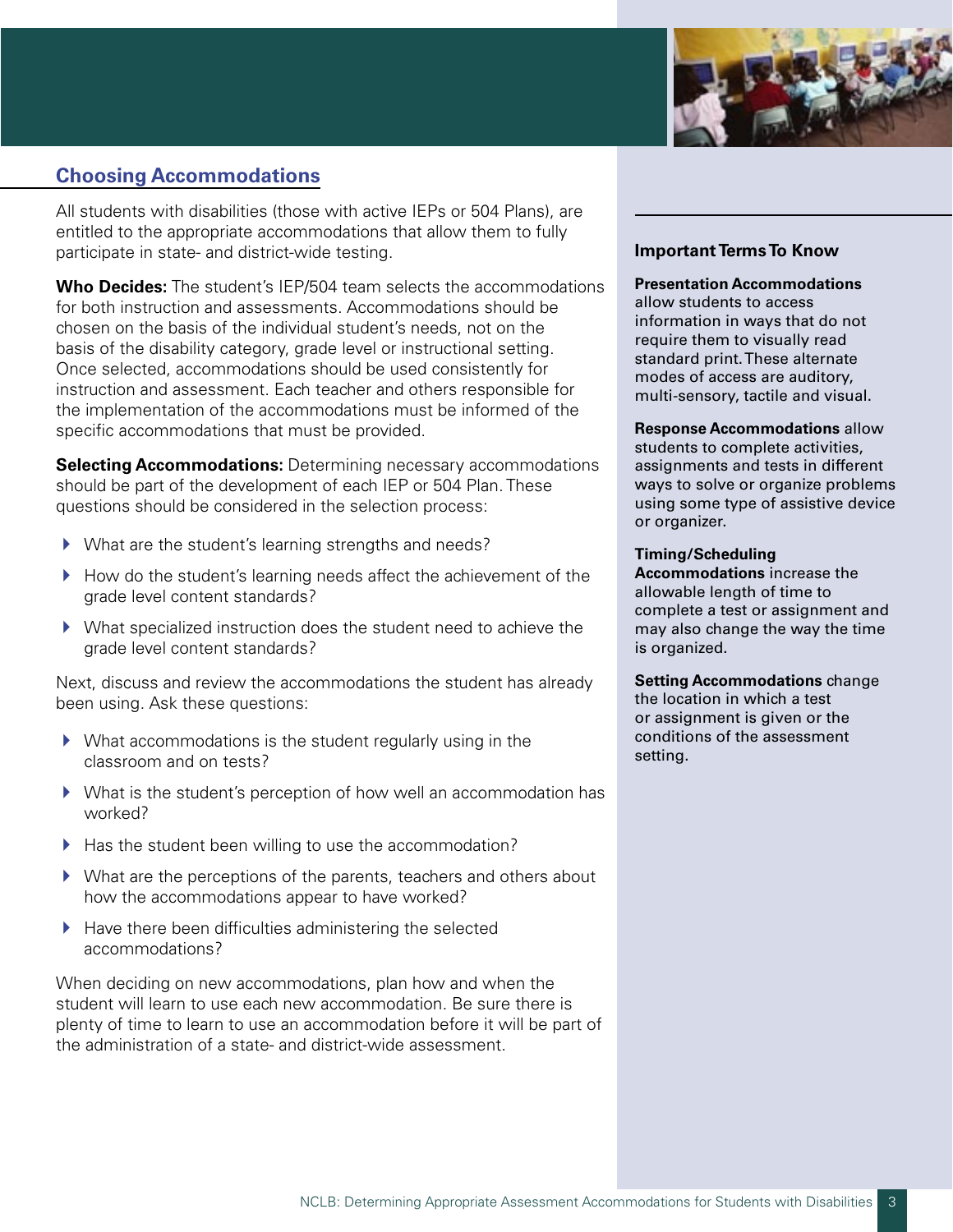## Choosing Accommodations

All students with disabilities (those with active IEPs or 504 Plans), are entitled to the appropriate accommodations that allow them to fully participate in state- and district-wide testing.

**Who Decides:** The student's IEP/504 team selects the accommodations for both instruction and assessments. Accommodations should be chosen on the basis of the individual student's needs, not on the basis of the disability category, grade level or instructional setting. Once selected, accommodations should be used consistently for instruction and assessment. Each teacher and others responsible for the implementation of the accommodations must be informed of the specific accommodations that must be provided.

**Selecting Accommodations:** Determining necessary accommodations should be part of the development of each IEP or 504 Plan. These questions should be considered in the selection process:

- What are the student's learning strengths and needs?
- How do the student's learning needs affect the achievement of the grade level content standards?
- What specialized instruction does the student need to achieve the grade level content standards?

Next, discuss and review the accommodations the student has already been using. Ask these questions:

- What accommodations is the student regularly using in the classroom and on tests?
- What is the student's perception of how well an accommodation has worked?
- Has the student been willing to use the accommodation?
- What are the perceptions of the parents, teachers and others about how the accommodations appear to have worked?
- Have there been difficulties administering the selected accommodations?

When deciding on new accommodations, plan how and when the student will learn to use each new accommodation. Be sure there is plenty of time to learn to use an accommodation before it will be part of the administration of a state- and district-wide assessment.

### Important Terms To Know

**Presentation Accommodations** allow students to access information in ways that do not require them to visually read standard print. These alternate modes of access are auditory, multi-sensory, tactile and visual.

**Response Accommodations** allow students to complete activities, assignments and tests in different ways to solve or organize problems using some type of assistive device or organizer.

**Timing/Scheduling Accommodations** increase the allowable length of time to complete a test or assignment and may also change the way the time is organized.

**Setting Accommodations** change the location in which a test or assignment is given or the conditions of the assessment setting.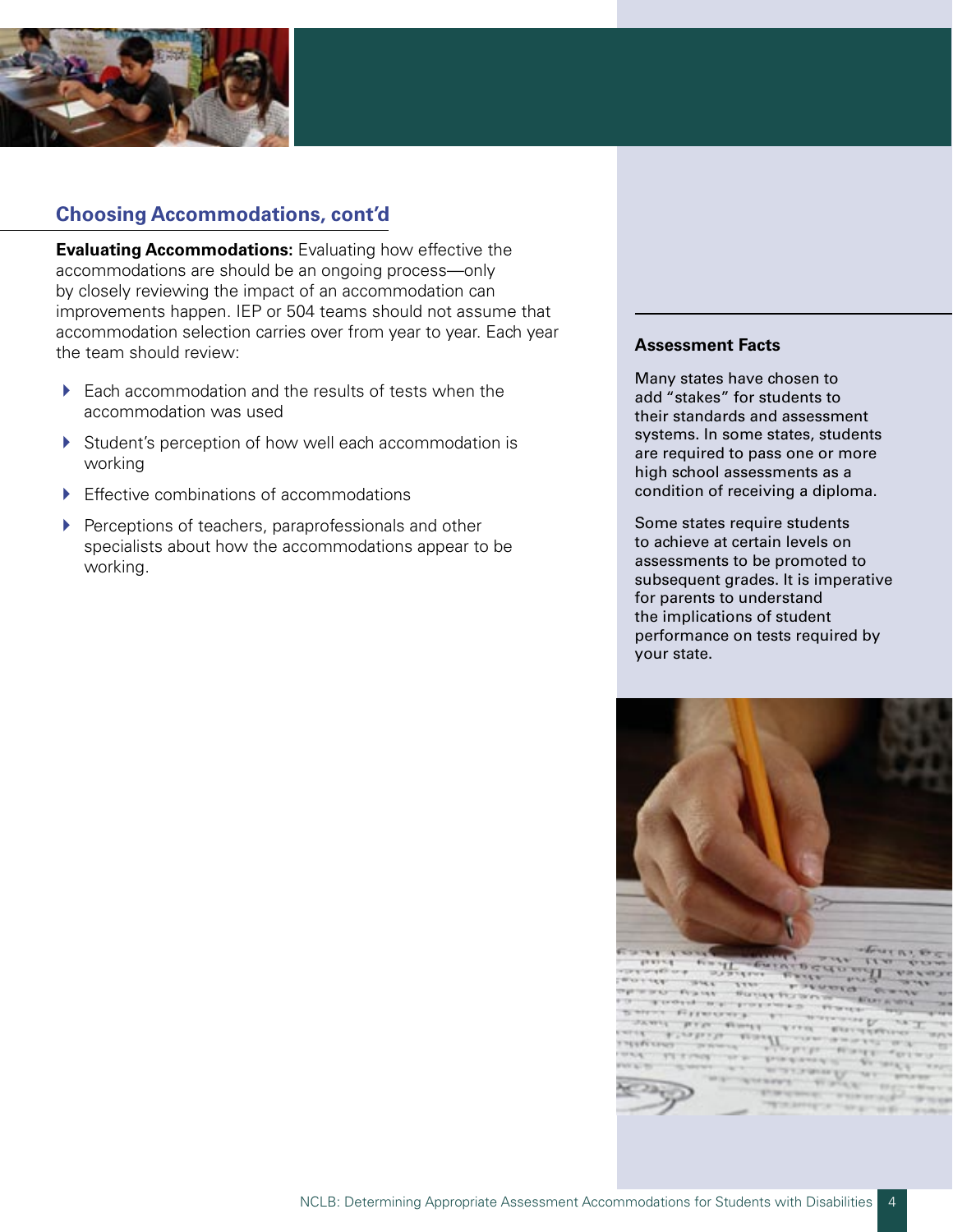## Choosing Accommodations, cont'd

**Evaluating Accommodations:** Evaluating how effective the accommodations are should be an ongoing process—only by closely reviewing the impact of an accommodation can improvements happen. IEP or 504 teams should not assume that accommodation selection carries over from year to year. Each year the team should review:

- Each accommodation and the results of tests when the accommodation was used
- Student's perception of how well each accommodation is working
- Effective combinations of accommodations
- Perceptions of teachers, paraprofessionals and other specialists about how the accommodations appear to be working.

### Assessment Facts

Many states have chosen to add "stakes" for students to their standards and assessment systems. In some states, students are required to pass one or more high school assessments as a condition of receiving a diploma.

Some states require students to achieve at certain levels on assessments to be promoted to subsequent grades. It is imperative for parents to understand the implications of student performance on tests required by your state.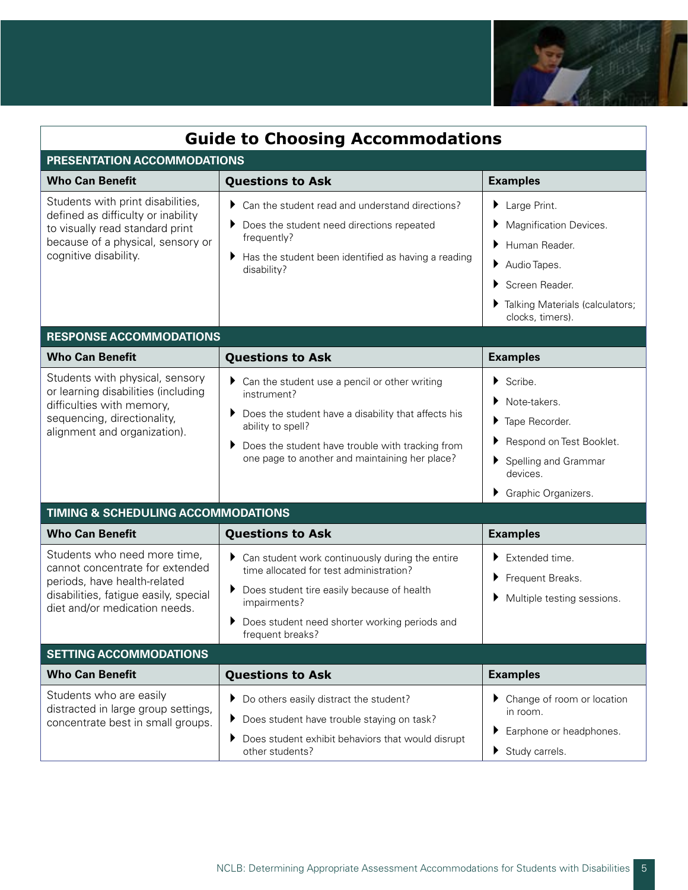## Guide to Choosing Accommodations

| PRESENTATION ACCOMMODATIONS | | |
|---|---|---|
| **Who Can Benefit** | **Questions to Ask** | **Examples** |
| Students with print disabilities, defined as difficulty or inability to visually read standard print because of a physical, sensory or cognitive disability. | - Can the student read and understand directions?<br>- Does the student need directions repeated frequently?<br>- Has the student been identified as having a reading disability? | - Large Print.<br>- Magnification Devices.<br>- Human Reader.<br>- Audio Tapes.<br>- Screen Reader.<br>- Talking Materials (calculators; clocks, timers). |
| **RESPONSE ACCOMMODATIONS** | | |
| **Who Can Benefit** | **Questions to Ask** | **Examples** |
| Students with physical, sensory or learning disabilities (including difficulties with memory, sequencing, directionality, alignment and organization). | - Can the student use a pencil or other writing instrument?<br>- Does the student have a disability that affects his ability to spell?<br>- Does the student have trouble with tracking from one page to another and maintaining her place? | - Scribe.<br>- Note-takers.<br>- Tape Recorder.<br>- Respond on Test Booklet.<br>- Spelling and Grammar devices.<br>- Graphic Organizers. |
| **TIMING & SCHEDULING ACCOMMODATIONS** | | |
| **Who Can Benefit** | **Questions to Ask** | **Examples** |
| Students who need more time, cannot concentrate for extended periods, have health-related disabilities, fatigue easily, special diet and/or medication needs. | - Can student work continuously during the entire time allocated for test administration?<br>- Does student tire easily because of health impairments?<br>- Does student need shorter working periods and frequent breaks? | - Extended time.<br>- Frequent Breaks.<br>- Multiple testing sessions. |
| **SETTING ACCOMMODATIONS** | | |
| **Who Can Benefit** | **Questions to Ask** | **Examples** |
| Students who are easily distracted in large group settings, concentrate best in small groups. | - Do others easily distract the student?<br>- Does student have trouble staying on task?<br>- Does student exhibit behaviors that would disrupt other students? | - Change of room or location in room.<br>- Earphone or headphones.<br>- Study carrels. |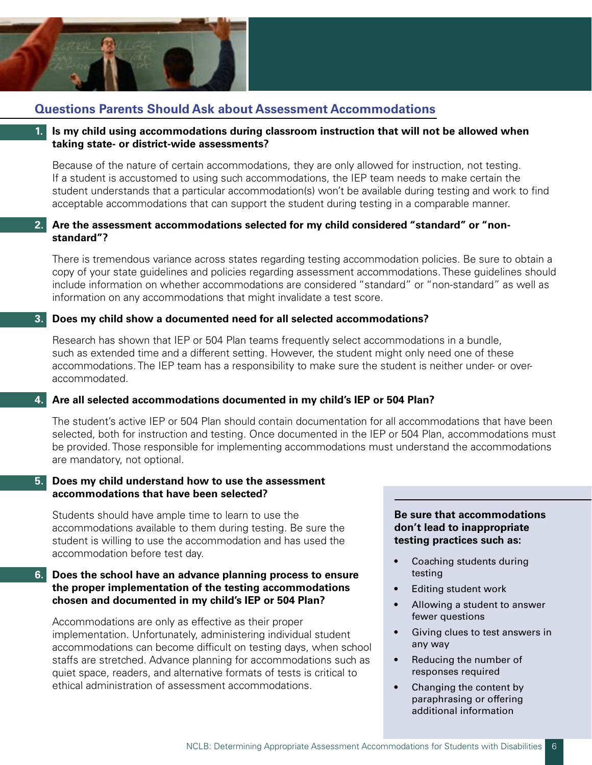## Questions Parents Should Ask about Assessment Accommodations

**1. Is my child using accommodations during classroom instruction that will not be allowed when taking state- or district-wide assessments?**

Because of the nature of certain accommodations, they are only allowed for instruction, not testing. If a student is accustomed to using such accommodations, the IEP team needs to make certain the student understands that a particular accommodation(s) won't be available during testing and work to find acceptable accommodations that can support the student during testing in a comparable manner.

**2. Are the assessment accommodations selected for my child considered "standard" or "non-standard"?**

There is tremendous variance across states regarding testing accommodation policies. Be sure to obtain a copy of your state guidelines and policies regarding assessment accommodations. These guidelines should include information on whether accommodations are considered "standard" or "non-standard" as well as information on any accommodations that might invalidate a test score.

**3. Does my child show a documented need for all selected accommodations?**

Research has shown that IEP or 504 Plan teams frequently select accommodations in a bundle, such as extended time and a different setting. However, the student might only need one of these accommodations. The IEP team has a responsibility to make sure the student is neither under- or over-accommodated.

**4. Are all selected accommodations documented in my child's IEP or 504 Plan?**

The student's active IEP or 504 Plan should contain documentation for all accommodations that have been selected, both for instruction and testing. Once documented in the IEP or 504 Plan, accommodations must be provided. Those responsible for implementing accommodations must understand the accommodations are mandatory, not optional.

**5. Does my child understand how to use the assessment accommodations that have been selected?**

Students should have ample time to learn to use the accommodations available to them during testing. Be sure the student is willing to use the accommodation and has used the accommodation before test day.

**6. Does the school have an advance planning process to ensure the proper implementation of the testing accommodations chosen and documented in my child's IEP or 504 Plan?**

Accommodations are only as effective as their proper implementation. Unfortunately, administering individual student accommodations can become difficult on testing days, when school staffs are stretched. Advance planning for accommodations such as quiet space, readers, and alternative formats of tests is critical to ethical administration of assessment accommodations.

**Be sure that accommodations don't lead to inappropriate testing practices such as:**

- Coaching students during testing
- Editing student work
- Allowing a student to answer fewer questions
- Giving clues to test answers in any way
- Reducing the number of responses required
- Changing the content by paraphrasing or offering additional information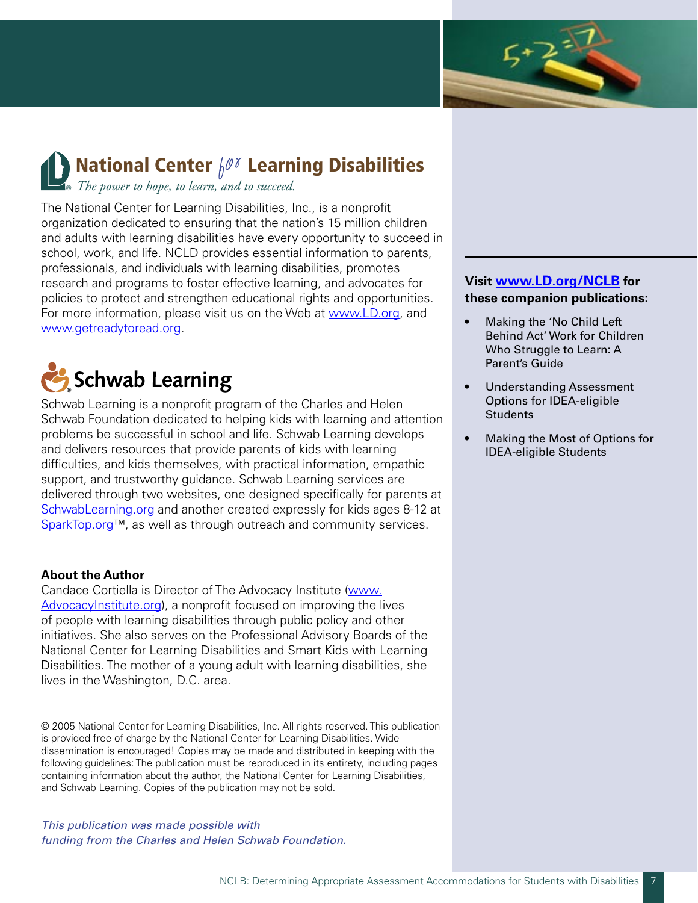## National Center *for* Learning Disabilities

*The power to hope, to learn, and to succeed.*

The National Center for Learning Disabilities, Inc., is a nonprofit organization dedicated to ensuring that the nation's 15 million children and adults with learning disabilities have every opportunity to succeed in school, work, and life. NCLD provides essential information to parents, professionals, and individuals with learning disabilities, promotes research and programs to foster effective learning, and advocates for policies to protect and strengthen educational rights and opportunities. For more information, please visit us on the Web at www.LD.org, and www.getreadytoread.org.

## Schwab Learning

Schwab Learning is a nonprofit program of the Charles and Helen Schwab Foundation dedicated to helping kids with learning and attention problems be successful in school and life. Schwab Learning develops and delivers resources that provide parents of kids with learning difficulties, and kids themselves, with practical information, empathic support, and trustworthy guidance. Schwab Learning services are delivered through two websites, one designed specifically for parents at SchwabLearning.org and another created expressly for kids ages 8-12 at SparkTop.org™, as well as through outreach and community services.

**About the Author**

Candace Cortiella is Director of The Advocacy Institute (www.AdvocacyInstitute.org), a nonprofit focused on improving the lives of people with learning disabilities through public policy and other initiatives. She also serves on the Professional Advisory Boards of the National Center for Learning Disabilities and Smart Kids with Learning Disabilities. The mother of a young adult with learning disabilities, she lives in the Washington, D.C. area.

© 2005 National Center for Learning Disabilities, Inc. All rights reserved. This publication is provided free of charge by the National Center for Learning Disabilities. Wide dissemination is encouraged! Copies may be made and distributed in keeping with the following guidelines: The publication must be reproduced in its entirety, including pages containing information about the author, the National Center for Learning Disabilities, and Schwab Learning. Copies of the publication may not be sold.

*This publication was made possible with funding from the Charles and Helen Schwab Foundation.*

**Visit www.LD.org/NCLB for these companion publications:**

- Making the 'No Child Left Behind Act' Work for Children Who Struggle to Learn: A Parent's Guide
- Understanding Assessment Options for IDEA-eligible Students
- Making the Most of Options for IDEA-eligible Students